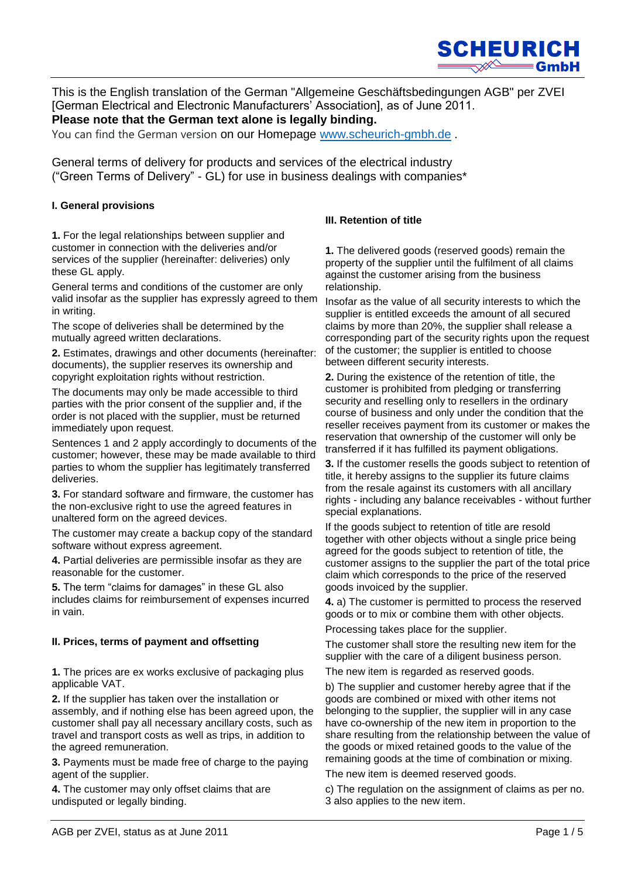This is the English translation of the German "Allgemeine Geschäftsbedingungen AGB" per ZVEI [German Electrical and Electronic Manufacturers' Association], as of June 2011.
**Please note that the German text alone is legally binding.**
You can find the German version on our Homepage www.scheurich-gmbh.de .

General terms of delivery for products and services of the electrical industry ("Green Terms of Delivery" - GL) for use in business dealings with companies*

### I. General provisions

**1.** For the legal relationships between supplier and customer in connection with the deliveries and/or services of the supplier (hereinafter: deliveries) only these GL apply.

General terms and conditions of the customer are only valid insofar as the supplier has expressly agreed to them in writing.

The scope of deliveries shall be determined by the mutually agreed written declarations.

**2.** Estimates, drawings and other documents (hereinafter: documents), the supplier reserves its ownership and copyright exploitation rights without restriction.

The documents may only be made accessible to third parties with the prior consent of the supplier and, if the order is not placed with the supplier, must be returned immediately upon request.

Sentences 1 and 2 apply accordingly to documents of the customer; however, these may be made available to third parties to whom the supplier has legitimately transferred deliveries.

**3.** For standard software and firmware, the customer has the non-exclusive right to use the agreed features in unaltered form on the agreed devices.

The customer may create a backup copy of the standard software without express agreement.

**4.** Partial deliveries are permissible insofar as they are reasonable for the customer.

**5.** The term "claims for damages" in these GL also includes claims for reimbursement of expenses incurred in vain.

### II. Prices, terms of payment and offsetting

**1.** The prices are ex works exclusive of packaging plus applicable VAT.

**2.** If the supplier has taken over the installation or assembly, and if nothing else has been agreed upon, the customer shall pay all necessary ancillary costs, such as travel and transport costs as well as trips, in addition to the agreed remuneration.

**3.** Payments must be made free of charge to the paying agent of the supplier.

**4.** The customer may only offset claims that are undisputed or legally binding.

### III. Retention of title

**1.** The delivered goods (reserved goods) remain the property of the supplier until the fulfilment of all claims against the customer arising from the business relationship.

Insofar as the value of all security interests to which the supplier is entitled exceeds the amount of all secured claims by more than 20%, the supplier shall release a corresponding part of the security rights upon the request of the customer; the supplier is entitled to choose between different security interests.

**2.** During the existence of the retention of title, the customer is prohibited from pledging or transferring security and reselling only to resellers in the ordinary course of business and only under the condition that the reseller receives payment from its customer or makes the reservation that ownership of the customer will only be transferred if it has fulfilled its payment obligations.

**3.** If the customer resells the goods subject to retention of title, it hereby assigns to the supplier its future claims from the resale against its customers with all ancillary rights - including any balance receivables - without further special explanations.

If the goods subject to retention of title are resold together with other objects without a single price being agreed for the goods subject to retention of title, the customer assigns to the supplier the part of the total price claim which corresponds to the price of the reserved goods invoiced by the supplier.

**4.** a) The customer is permitted to process the reserved goods or to mix or combine them with other objects.

Processing takes place for the supplier.

The customer shall store the resulting new item for the supplier with the care of a diligent business person.

The new item is regarded as reserved goods.

b) The supplier and customer hereby agree that if the goods are combined or mixed with other items not belonging to the supplier, the supplier will in any case have co-ownership of the new item in proportion to the share resulting from the relationship between the value of the goods or mixed retained goods to the value of the remaining goods at the time of combination or mixing.

The new item is deemed reserved goods.

c) The regulation on the assignment of claims as per no. 3 also applies to the new item.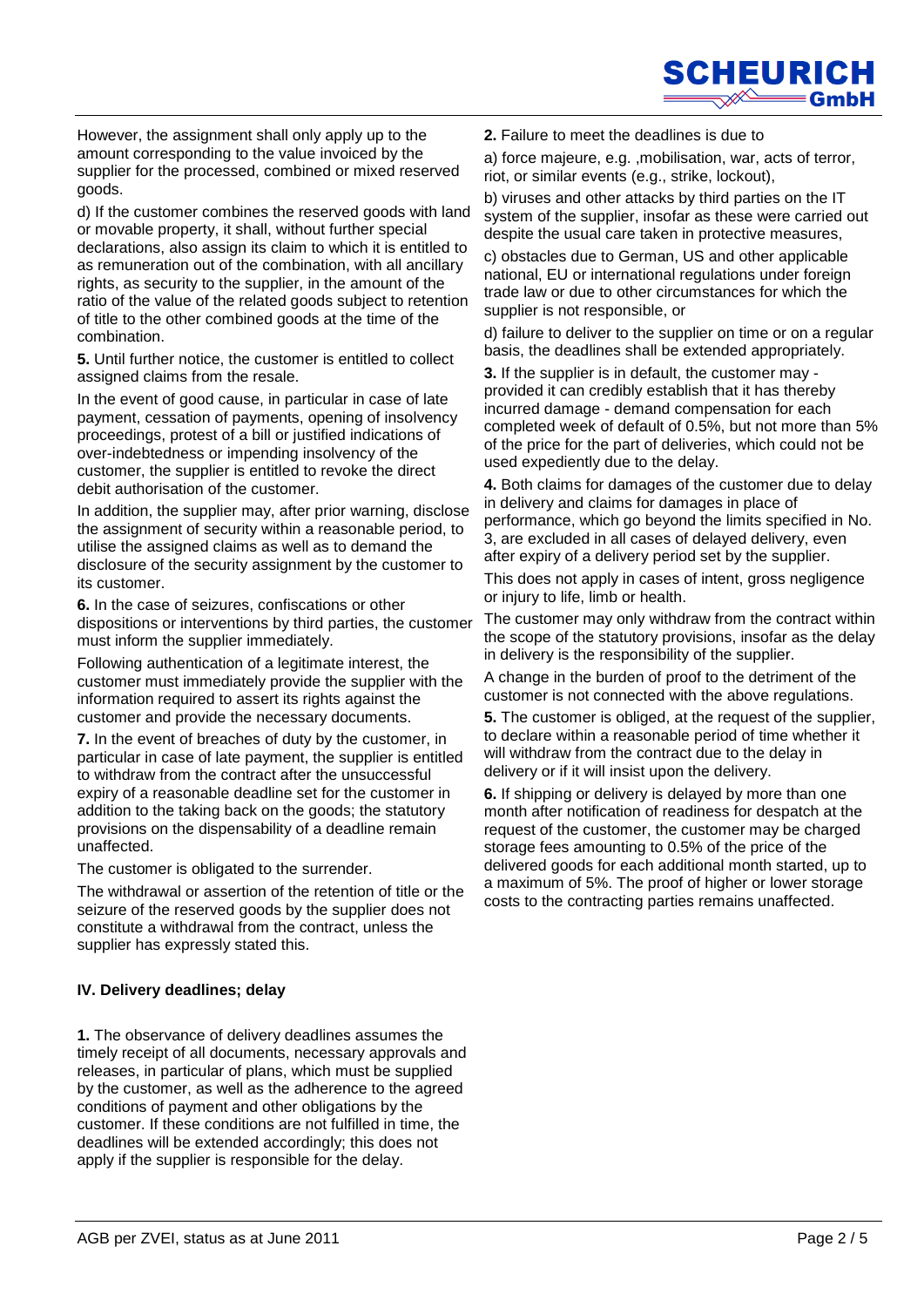However, the assignment shall only apply up to the amount corresponding to the value invoiced by the supplier for the processed, combined or mixed reserved goods.

d) If the customer combines the reserved goods with land or movable property, it shall, without further special declarations, also assign its claim to which it is entitled to as remuneration out of the combination, with all ancillary rights, as security to the supplier, in the amount of the ratio of the value of the related goods subject to retention of title to the other combined goods at the time of the combination.

**5.** Until further notice, the customer is entitled to collect assigned claims from the resale.

In the event of good cause, in particular in case of late payment, cessation of payments, opening of insolvency proceedings, protest of a bill or justified indications of over-indebtedness or impending insolvency of the customer, the supplier is entitled to revoke the direct debit authorisation of the customer.

In addition, the supplier may, after prior warning, disclose the assignment of security within a reasonable period, to utilise the assigned claims as well as to demand the disclosure of the security assignment by the customer to its customer.

**6.** In the case of seizures, confiscations or other dispositions or interventions by third parties, the customer must inform the supplier immediately.

Following authentication of a legitimate interest, the customer must immediately provide the supplier with the information required to assert its rights against the customer and provide the necessary documents.

**7.** In the event of breaches of duty by the customer, in particular in case of late payment, the supplier is entitled to withdraw from the contract after the unsuccessful expiry of a reasonable deadline set for the customer in addition to the taking back on the goods; the statutory provisions on the dispensability of a deadline remain unaffected.

The customer is obligated to the surrender.

The withdrawal or assertion of the retention of title or the seizure of the reserved goods by the supplier does not constitute a withdrawal from the contract, unless the supplier has expressly stated this.

## IV. Delivery deadlines; delay

**1.** The observance of delivery deadlines assumes the timely receipt of all documents, necessary approvals and releases, in particular of plans, which must be supplied by the customer, as well as the adherence to the agreed conditions of payment and other obligations by the customer. If these conditions are not fulfilled in time, the deadlines will be extended accordingly; this does not apply if the supplier is responsible for the delay.

**2.** Failure to meet the deadlines is due to

a) force majeure, e.g. ,mobilisation, war, acts of terror, riot, or similar events (e.g., strike, lockout),

b) viruses and other attacks by third parties on the IT system of the supplier, insofar as these were carried out despite the usual care taken in protective measures,

c) obstacles due to German, US and other applicable national, EU or international regulations under foreign trade law or due to other circumstances for which the supplier is not responsible, or

d) failure to deliver to the supplier on time or on a regular basis, the deadlines shall be extended appropriately.

**3.** If the supplier is in default, the customer may - provided it can credibly establish that it has thereby incurred damage - demand compensation for each completed week of default of 0.5%, but not more than 5% of the price for the part of deliveries, which could not be used expediently due to the delay.

**4.** Both claims for damages of the customer due to delay in delivery and claims for damages in place of performance, which go beyond the limits specified in No. 3, are excluded in all cases of delayed delivery, even after expiry of a delivery period set by the supplier.

This does not apply in cases of intent, gross negligence or injury to life, limb or health.

The customer may only withdraw from the contract within the scope of the statutory provisions, insofar as the delay in delivery is the responsibility of the supplier.

A change in the burden of proof to the detriment of the customer is not connected with the above regulations.

**5.** The customer is obliged, at the request of the supplier, to declare within a reasonable period of time whether it will withdraw from the contract due to the delay in delivery or if it will insist upon the delivery.

**6.** If shipping or delivery is delayed by more than one month after notification of readiness for despatch at the request of the customer, the customer may be charged storage fees amounting to 0.5% of the price of the delivered goods for each additional month started, up to a maximum of 5%. The proof of higher or lower storage costs to the contracting parties remains unaffected.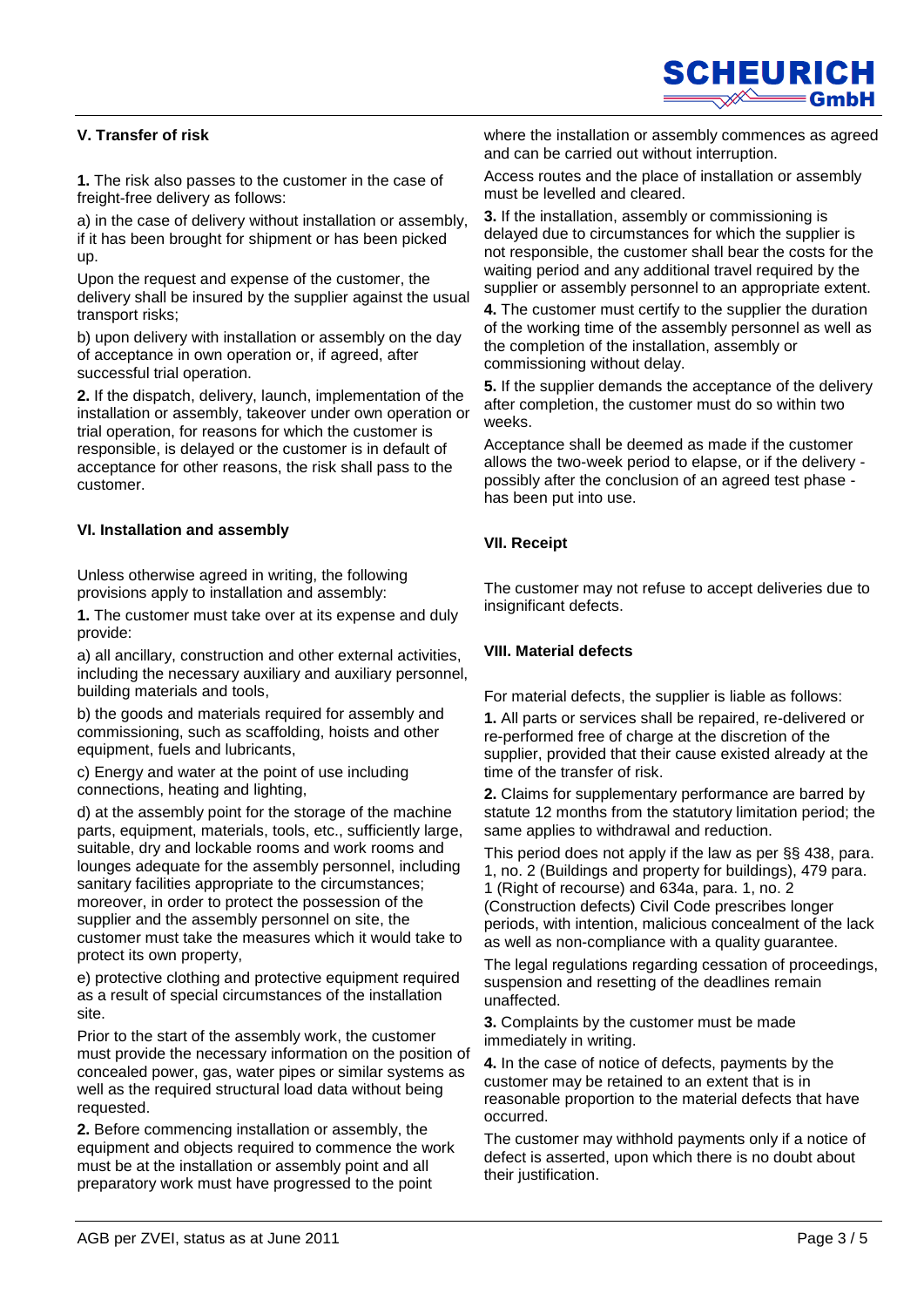## V. Transfer of risk

**1.** The risk also passes to the customer in the case of freight-free delivery as follows:

a) in the case of delivery without installation or assembly, if it has been brought for shipment or has been picked up.

Upon the request and expense of the customer, the delivery shall be insured by the supplier against the usual transport risks;

b) upon delivery with installation or assembly on the day of acceptance in own operation or, if agreed, after successful trial operation.

**2.** If the dispatch, delivery, launch, implementation of the installation or assembly, takeover under own operation or trial operation, for reasons for which the customer is responsible, is delayed or the customer is in default of acceptance for other reasons, the risk shall pass to the customer.

## VI. Installation and assembly

Unless otherwise agreed in writing, the following provisions apply to installation and assembly:

**1.** The customer must take over at its expense and duly provide:

a) all ancillary, construction and other external activities, including the necessary auxiliary and auxiliary personnel, building materials and tools,

b) the goods and materials required for assembly and commissioning, such as scaffolding, hoists and other equipment, fuels and lubricants,

c) Energy and water at the point of use including connections, heating and lighting,

d) at the assembly point for the storage of the machine parts, equipment, materials, tools, etc., sufficiently large, suitable, dry and lockable rooms and work rooms and lounges adequate for the assembly personnel, including sanitary facilities appropriate to the circumstances; moreover, in order to protect the possession of the supplier and the assembly personnel on site, the customer must take the measures which it would take to protect its own property,

e) protective clothing and protective equipment required as a result of special circumstances of the installation site.

Prior to the start of the assembly work, the customer must provide the necessary information on the position of concealed power, gas, water pipes or similar systems as well as the required structural load data without being requested.

**2.** Before commencing installation or assembly, the equipment and objects required to commence the work must be at the installation or assembly point and all preparatory work must have progressed to the point where the installation or assembly commences as agreed and can be carried out without interruption.

Access routes and the place of installation or assembly must be levelled and cleared.

**3.** If the installation, assembly or commissioning is delayed due to circumstances for which the supplier is not responsible, the customer shall bear the costs for the waiting period and any additional travel required by the supplier or assembly personnel to an appropriate extent.

**4.** The customer must certify to the supplier the duration of the working time of the assembly personnel as well as the completion of the installation, assembly or commissioning without delay.

**5.** If the supplier demands the acceptance of the delivery after completion, the customer must do so within two weeks.

Acceptance shall be deemed as made if the customer allows the two-week period to elapse, or if the delivery - possibly after the conclusion of an agreed test phase - has been put into use.

## VII. Receipt

The customer may not refuse to accept deliveries due to insignificant defects.

## VIII. Material defects

For material defects, the supplier is liable as follows:

**1.** All parts or services shall be repaired, re-delivered or re-performed free of charge at the discretion of the supplier, provided that their cause existed already at the time of the transfer of risk.

**2.** Claims for supplementary performance are barred by statute 12 months from the statutory limitation period; the same applies to withdrawal and reduction.

This period does not apply if the law as per §§ 438, para. 1, no. 2 (Buildings and property for buildings), 479 para. 1 (Right of recourse) and 634a, para. 1, no. 2 (Construction defects) Civil Code prescribes longer periods, with intention, malicious concealment of the lack as well as non-compliance with a quality guarantee.

The legal regulations regarding cessation of proceedings, suspension and resetting of the deadlines remain unaffected.

**3.** Complaints by the customer must be made immediately in writing.

**4.** In the case of notice of defects, payments by the customer may be retained to an extent that is in reasonable proportion to the material defects that have occurred.

The customer may withhold payments only if a notice of defect is asserted, upon which there is no doubt about their justification.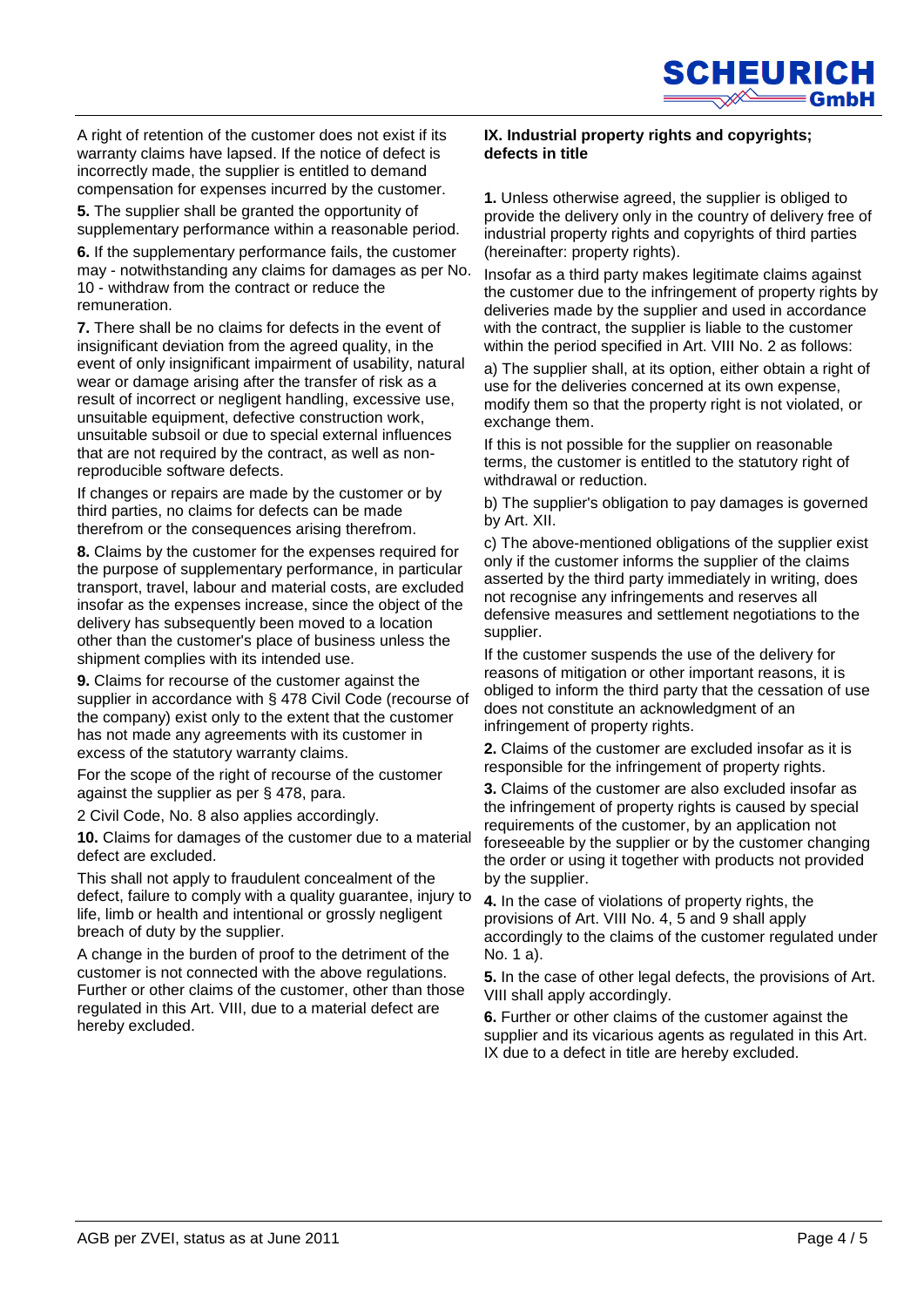A right of retention of the customer does not exist if its warranty claims have lapsed. If the notice of defect is incorrectly made, the supplier is entitled to demand compensation for expenses incurred by the customer.

**5.** The supplier shall be granted the opportunity of supplementary performance within a reasonable period.

**6.** If the supplementary performance fails, the customer may - notwithstanding any claims for damages as per No. 10 - withdraw from the contract or reduce the remuneration.

**7.** There shall be no claims for defects in the event of insignificant deviation from the agreed quality, in the event of only insignificant impairment of usability, natural wear or damage arising after the transfer of risk as a result of incorrect or negligent handling, excessive use, unsuitable equipment, defective construction work, unsuitable subsoil or due to special external influences that are not required by the contract, as well as non-reproducible software defects.

If changes or repairs are made by the customer or by third parties, no claims for defects can be made therefrom or the consequences arising therefrom.

**8.** Claims by the customer for the expenses required for the purpose of supplementary performance, in particular transport, travel, labour and material costs, are excluded insofar as the expenses increase, since the object of the delivery has subsequently been moved to a location other than the customer's place of business unless the shipment complies with its intended use.

**9.** Claims for recourse of the customer against the supplier in accordance with § 478 Civil Code (recourse of the company) exist only to the extent that the customer has not made any agreements with its customer in excess of the statutory warranty claims.

For the scope of the right of recourse of the customer against the supplier as per § 478, para.

2 Civil Code, No. 8 also applies accordingly.

**10.** Claims for damages of the customer due to a material defect are excluded.

This shall not apply to fraudulent concealment of the defect, failure to comply with a quality guarantee, injury to life, limb or health and intentional or grossly negligent breach of duty by the supplier.

A change in the burden of proof to the detriment of the customer is not connected with the above regulations. Further or other claims of the customer, other than those regulated in this Art. VIII, due to a material defect are hereby excluded.

## IX. Industrial property rights and copyrights; defects in title

**1.** Unless otherwise agreed, the supplier is obliged to provide the delivery only in the country of delivery free of industrial property rights and copyrights of third parties (hereinafter: property rights).

Insofar as a third party makes legitimate claims against the customer due to the infringement of property rights by deliveries made by the supplier and used in accordance with the contract, the supplier is liable to the customer within the period specified in Art. VIII No. 2 as follows:

a) The supplier shall, at its option, either obtain a right of use for the deliveries concerned at its own expense, modify them so that the property right is not violated, or exchange them.

If this is not possible for the supplier on reasonable terms, the customer is entitled to the statutory right of withdrawal or reduction.

b) The supplier's obligation to pay damages is governed by Art. XII.

c) The above-mentioned obligations of the supplier exist only if the customer informs the supplier of the claims asserted by the third party immediately in writing, does not recognise any infringements and reserves all defensive measures and settlement negotiations to the supplier.

If the customer suspends the use of the delivery for reasons of mitigation or other important reasons, it is obliged to inform the third party that the cessation of use does not constitute an acknowledgment of an infringement of property rights.

**2.** Claims of the customer are excluded insofar as it is responsible for the infringement of property rights.

**3.** Claims of the customer are also excluded insofar as the infringement of property rights is caused by special requirements of the customer, by an application not foreseeable by the supplier or by the customer changing the order or using it together with products not provided by the supplier.

**4.** In the case of violations of property rights, the provisions of Art. VIII No. 4, 5 and 9 shall apply accordingly to the claims of the customer regulated under No. 1 a).

**5.** In the case of other legal defects, the provisions of Art. VIII shall apply accordingly.

**6.** Further or other claims of the customer against the supplier and its vicarious agents as regulated in this Art. IX due to a defect in title are hereby excluded.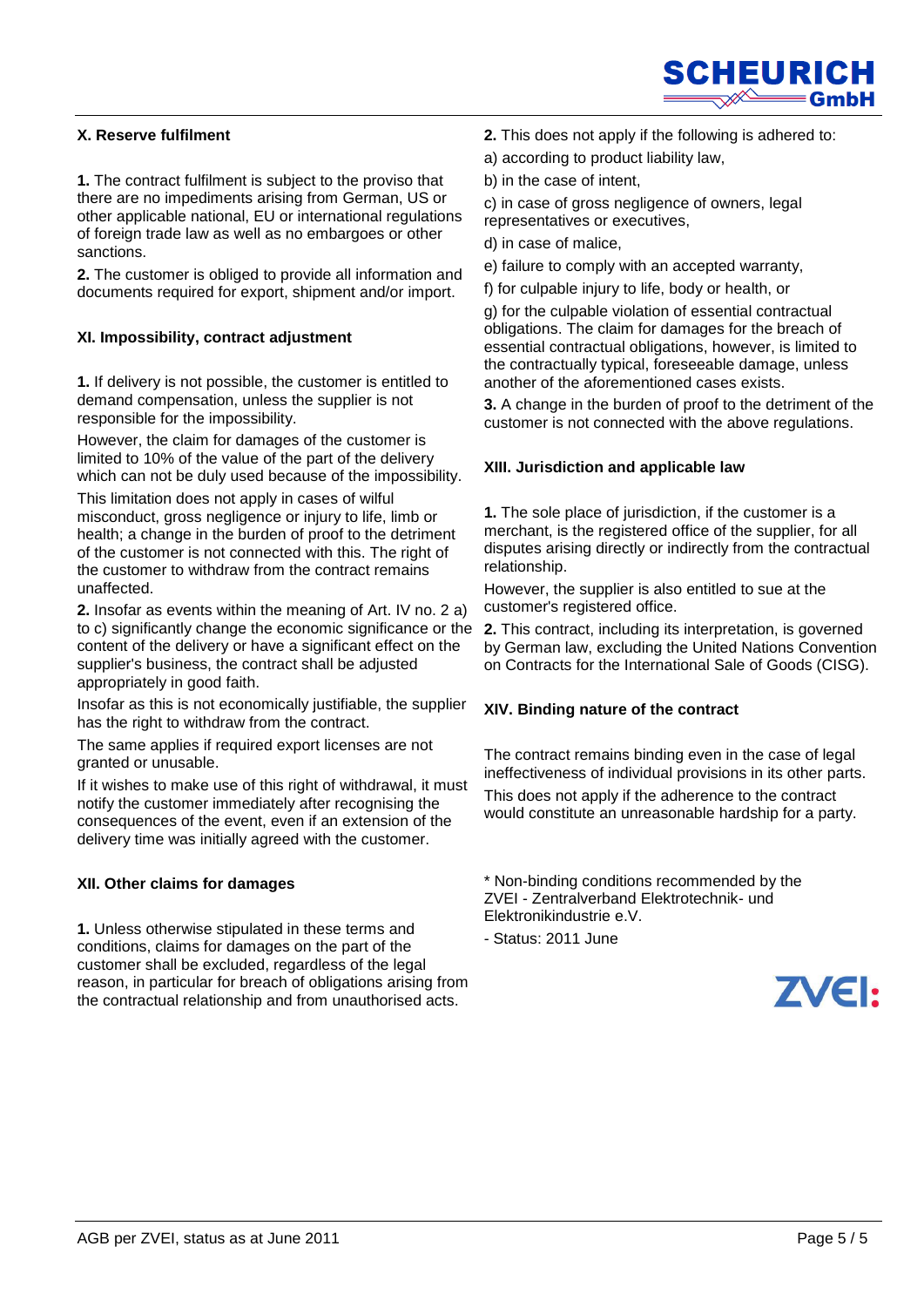### X. Reserve fulfilment

**1.** The contract fulfilment is subject to the proviso that there are no impediments arising from German, US or other applicable national, EU or international regulations of foreign trade law as well as no embargoes or other sanctions.

**2.** The customer is obliged to provide all information and documents required for export, shipment and/or import.

### XI. Impossibility, contract adjustment

**1.** If delivery is not possible, the customer is entitled to demand compensation, unless the supplier is not responsible for the impossibility.

However, the claim for damages of the customer is limited to 10% of the value of the part of the delivery which can not be duly used because of the impossibility.

This limitation does not apply in cases of wilful misconduct, gross negligence or injury to life, limb or health; a change in the burden of proof to the detriment of the customer is not connected with this. The right of the customer to withdraw from the contract remains unaffected.

**2.** Insofar as events within the meaning of Art. IV no. 2 a) to c) significantly change the economic significance or the content of the delivery or have a significant effect on the supplier's business, the contract shall be adjusted appropriately in good faith.

Insofar as this is not economically justifiable, the supplier has the right to withdraw from the contract.

The same applies if required export licenses are not granted or unusable.

If it wishes to make use of this right of withdrawal, it must notify the customer immediately after recognising the consequences of the event, even if an extension of the delivery time was initially agreed with the customer.

### XII. Other claims for damages

**1.** Unless otherwise stipulated in these terms and conditions, claims for damages on the part of the customer shall be excluded, regardless of the legal reason, in particular for breach of obligations arising from the contractual relationship and from unauthorised acts.

**2.** This does not apply if the following is adhered to:

a) according to product liability law,

b) in the case of intent,

c) in case of gross negligence of owners, legal representatives or executives,

d) in case of malice,

e) failure to comply with an accepted warranty,

f) for culpable injury to life, body or health, or

g) for the culpable violation of essential contractual obligations. The claim for damages for the breach of essential contractual obligations, however, is limited to the contractually typical, foreseeable damage, unless another of the aforementioned cases exists.

**3.** A change in the burden of proof to the detriment of the customer is not connected with the above regulations.

### XIII. Jurisdiction and applicable law

**1.** The sole place of jurisdiction, if the customer is a merchant, is the registered office of the supplier, for all disputes arising directly or indirectly from the contractual relationship.

However, the supplier is also entitled to sue at the customer's registered office.

**2.** This contract, including its interpretation, is governed by German law, excluding the United Nations Convention on Contracts for the International Sale of Goods (CISG).

### XIV. Binding nature of the contract

The contract remains binding even in the case of legal ineffectiveness of individual provisions in its other parts.

This does not apply if the adherence to the contract would constitute an unreasonable hardship for a party.

* Non-binding conditions recommended by the ZVEI - Zentralverband Elektrotechnik- und Elektronikindustrie e.V.

- Status: 2011 June